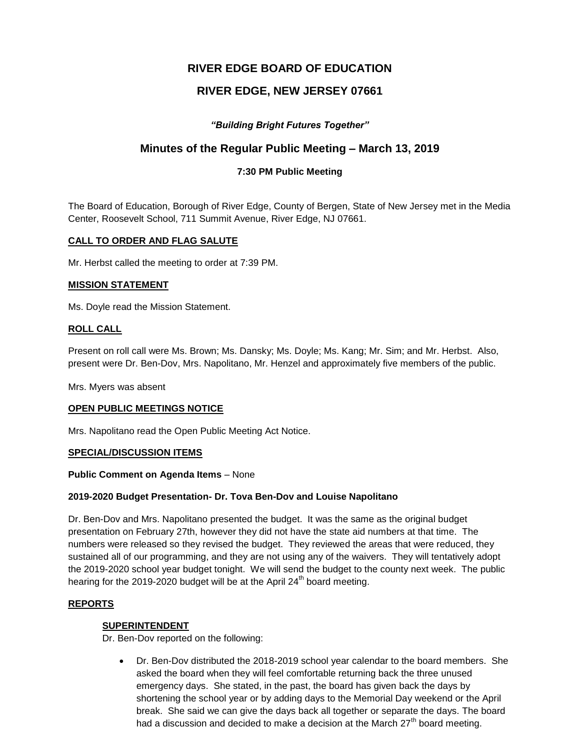# RIVER EDGE BOARD OF EDUCATION

# RIVER EDGE, NEW JERSEY 07661

***"Building Bright Futures Together"***

## Minutes of the Regular Public Meeting – March 13, 2019

### 7:30 PM Public Meeting

The Board of Education, Borough of River Edge, County of Bergen, State of New Jersey met in the Media Center, Roosevelt School, 711 Summit Avenue, River Edge, NJ 07661.

**CALL TO ORDER AND FLAG SALUTE**

Mr. Herbst called the meeting to order at 7:39 PM.

**MISSION STATEMENT**

Ms. Doyle read the Mission Statement.

**ROLL CALL**

Present on roll call were Ms. Brown; Ms. Dansky; Ms. Doyle; Ms. Kang; Mr. Sim; and Mr. Herbst. Also, present were Dr. Ben-Dov, Mrs. Napolitano, Mr. Henzel and approximately five members of the public.

Mrs. Myers was absent

**OPEN PUBLIC MEETINGS NOTICE**

Mrs. Napolitano read the Open Public Meeting Act Notice.

**SPECIAL/DISCUSSION ITEMS**

**Public Comment on Agenda Items** – None

**2019-2020 Budget Presentation- Dr. Tova Ben-Dov and Louise Napolitano**

Dr. Ben-Dov and Mrs. Napolitano presented the budget. It was the same as the original budget presentation on February 27th, however they did not have the state aid numbers at that time. The numbers were released so they revised the budget. They reviewed the areas that were reduced, they sustained all of our programming, and they are not using any of the waivers. They will tentatively adopt the 2019-2020 school year budget tonight. We will send the budget to the county next week. The public hearing for the 2019-2020 budget will be at the April 24th board meeting.

**REPORTS**

**SUPERINTENDENT**

Dr. Ben-Dov reported on the following:

- Dr. Ben-Dov distributed the 2018-2019 school year calendar to the board members. She asked the board when they will feel comfortable returning back the three unused emergency days. She stated, in the past, the board has given back the days by shortening the school year or by adding days to the Memorial Day weekend or the April break. She said we can give the days back all together or separate the days. The board had a discussion and decided to make a decision at the March 27th board meeting.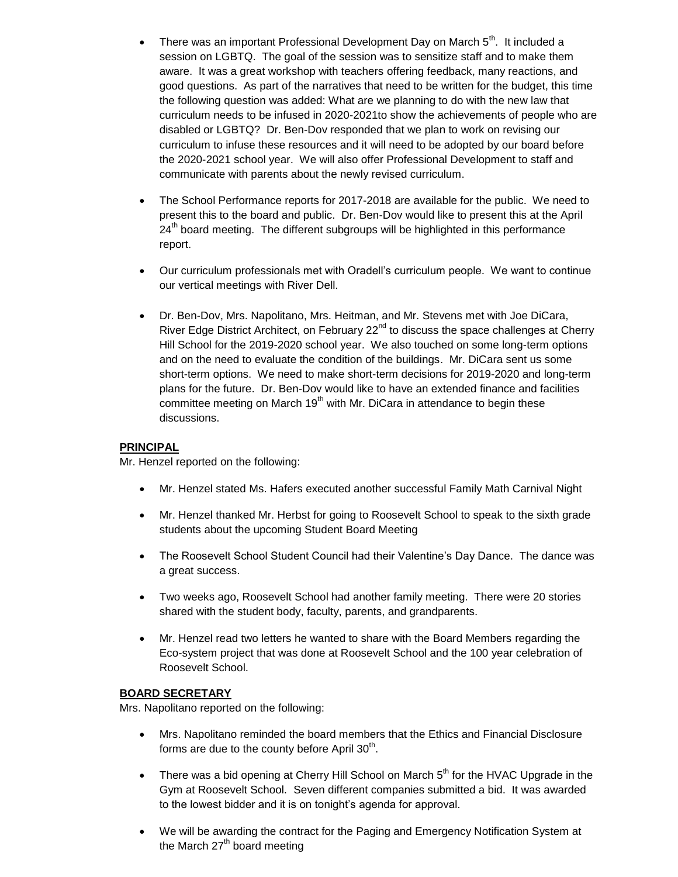- There was an important Professional Development Day on March 5th. It included a session on LGBTQ. The goal of the session was to sensitize staff and to make them aware. It was a great workshop with teachers offering feedback, many reactions, and good questions. As part of the narratives that need to be written for the budget, this time the following question was added: What are we planning to do with the new law that curriculum needs to be infused in 2020-2021to show the achievements of people who are disabled or LGBTQ? Dr. Ben-Dov responded that we plan to work on revising our curriculum to infuse these resources and it will need to be adopted by our board before the 2020-2021 school year. We will also offer Professional Development to staff and communicate with parents about the newly revised curriculum.

- The School Performance reports for 2017-2018 are available for the public. We need to present this to the board and public. Dr. Ben-Dov would like to present this at the April 24th board meeting. The different subgroups will be highlighted in this performance report.

- Our curriculum professionals met with Oradell's curriculum people. We want to continue our vertical meetings with River Dell.

- Dr. Ben-Dov, Mrs. Napolitano, Mrs. Heitman, and Mr. Stevens met with Joe DiCara, River Edge District Architect, on February 22nd to discuss the space challenges at Cherry Hill School for the 2019-2020 school year. We also touched on some long-term options and on the need to evaluate the condition of the buildings. Mr. DiCara sent us some short-term options. We need to make short-term decisions for 2019-2020 and long-term plans for the future. Dr. Ben-Dov would like to have an extended finance and facilities committee meeting on March 19th with Mr. DiCara in attendance to begin these discussions.

**PRINCIPAL**

Mr. Henzel reported on the following:

- Mr. Henzel stated Ms. Hafers executed another successful Family Math Carnival Night

- Mr. Henzel thanked Mr. Herbst for going to Roosevelt School to speak to the sixth grade students about the upcoming Student Board Meeting

- The Roosevelt School Student Council had their Valentine's Day Dance. The dance was a great success.

- Two weeks ago, Roosevelt School had another family meeting. There were 20 stories shared with the student body, faculty, parents, and grandparents.

- Mr. Henzel read two letters he wanted to share with the Board Members regarding the Eco-system project that was done at Roosevelt School and the 100 year celebration of Roosevelt School.

**BOARD SECRETARY**

Mrs. Napolitano reported on the following:

- Mrs. Napolitano reminded the board members that the Ethics and Financial Disclosure forms are due to the county before April 30th.

- There was a bid opening at Cherry Hill School on March 5th for the HVAC Upgrade in the Gym at Roosevelt School. Seven different companies submitted a bid. It was awarded to the lowest bidder and it is on tonight's agenda for approval.

- We will be awarding the contract for the Paging and Emergency Notification System at the March 27th board meeting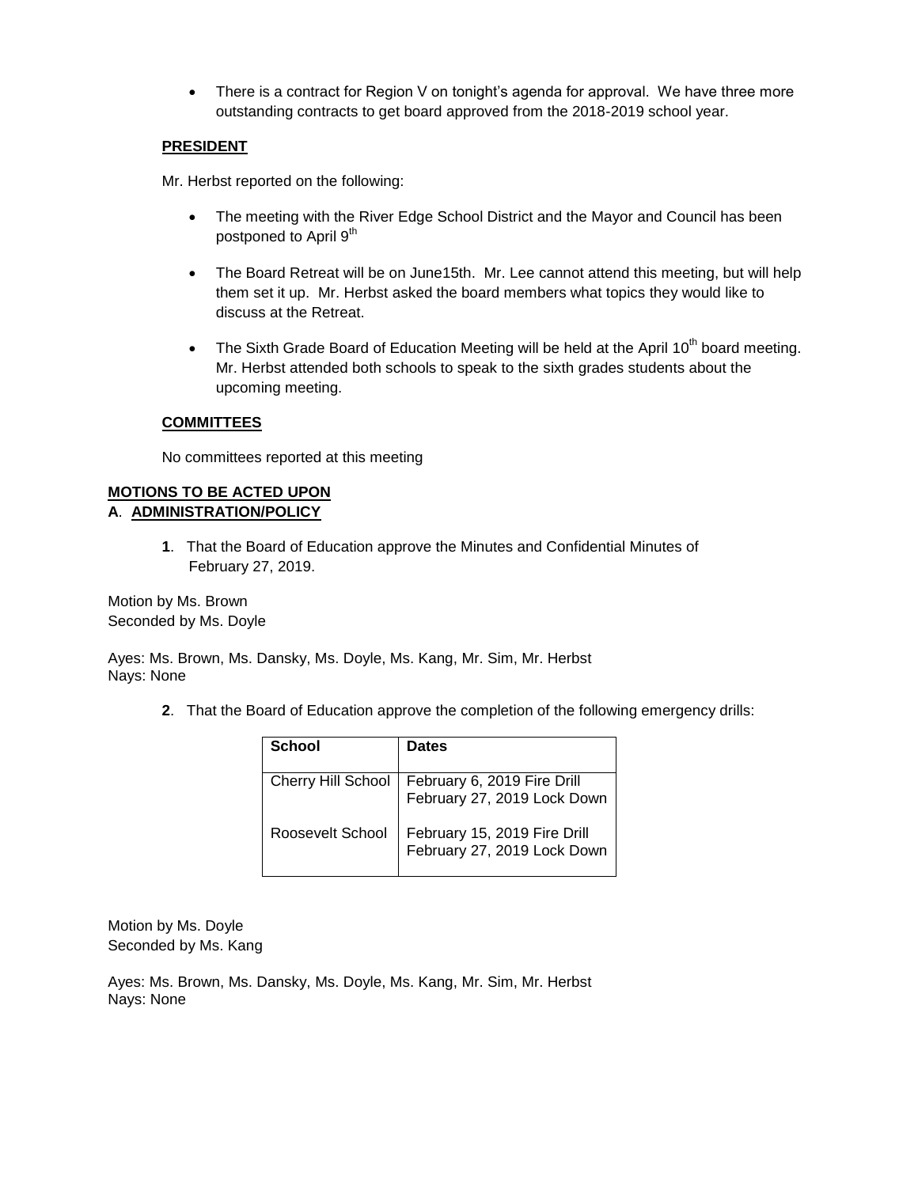- There is a contract for Region V on tonight's agenda for approval. We have three more outstanding contracts to get board approved from the 2018-2019 school year.

**PRESIDENT**

Mr. Herbst reported on the following:

- The meeting with the River Edge School District and the Mayor and Council has been postponed to April 9th
- The Board Retreat will be on June15th. Mr. Lee cannot attend this meeting, but will help them set it up. Mr. Herbst asked the board members what topics they would like to discuss at the Retreat.
- The Sixth Grade Board of Education Meeting will be held at the April 10th board meeting. Mr. Herbst attended both schools to speak to the sixth grades students about the upcoming meeting.

**COMMITTEES**

No committees reported at this meeting

**MOTIONS TO BE ACTED UPON**

**A. ADMINISTRATION/POLICY**

**1**. That the Board of Education approve the Minutes and Confidential Minutes of February 27, 2019.

Motion by Ms. Brown
Seconded by Ms. Doyle

Ayes: Ms. Brown, Ms. Dansky, Ms. Doyle, Ms. Kang, Mr. Sim, Mr. Herbst
Nays: None

**2**. That the Board of Education approve the completion of the following emergency drills:

| School | Dates |
|---|---|
| Cherry Hill School | February 6, 2019 Fire Drill<br>February 27, 2019 Lock Down |
| Roosevelt School | February 15, 2019 Fire Drill<br>February 27, 2019 Lock Down |

Motion by Ms. Doyle
Seconded by Ms. Kang

Ayes: Ms. Brown, Ms. Dansky, Ms. Doyle, Ms. Kang, Mr. Sim, Mr. Herbst
Nays: None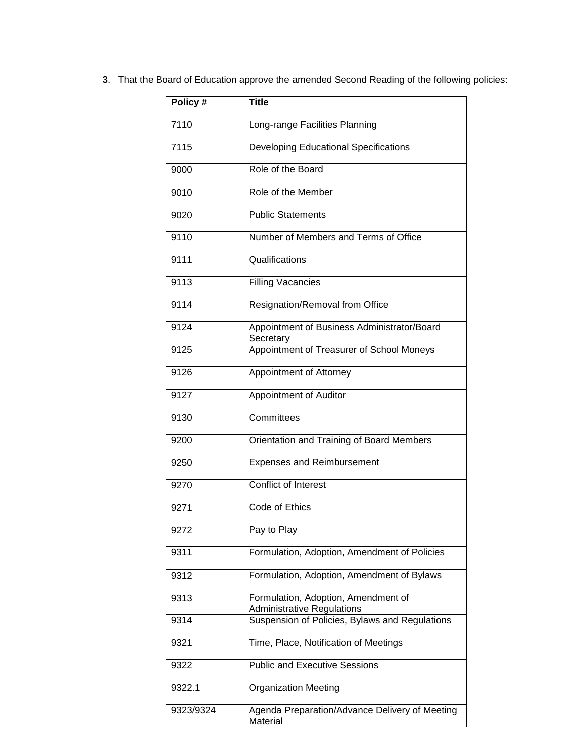**3**. That the Board of Education approve the amended Second Reading of the following policies:

| Policy # | Title |
|---|---|
| 7110 | Long-range Facilities Planning |
| 7115 | Developing Educational Specifications |
| 9000 | Role of the Board |
| 9010 | Role of the Member |
| 9020 | Public Statements |
| 9110 | Number of Members and Terms of Office |
| 9111 | Qualifications |
| 9113 | Filling Vacancies |
| 9114 | Resignation/Removal from Office |
| 9124 | Appointment of Business Administrator/Board Secretary |
| 9125 | Appointment of Treasurer of School Moneys |
| 9126 | Appointment of Attorney |
| 9127 | Appointment of Auditor |
| 9130 | Committees |
| 9200 | Orientation and Training of Board Members |
| 9250 | Expenses and Reimbursement |
| 9270 | Conflict of Interest |
| 9271 | Code of Ethics |
| 9272 | Pay to Play |
| 9311 | Formulation, Adoption, Amendment of Policies |
| 9312 | Formulation, Adoption, Amendment of Bylaws |
| 9313 | Formulation, Adoption, Amendment of Administrative Regulations |
| 9314 | Suspension of Policies, Bylaws and Regulations |
| 9321 | Time, Place, Notification of Meetings |
| 9322 | Public and Executive Sessions |
| 9322.1 | Organization Meeting |
| 9323/9324 | Agenda Preparation/Advance Delivery of Meeting Material |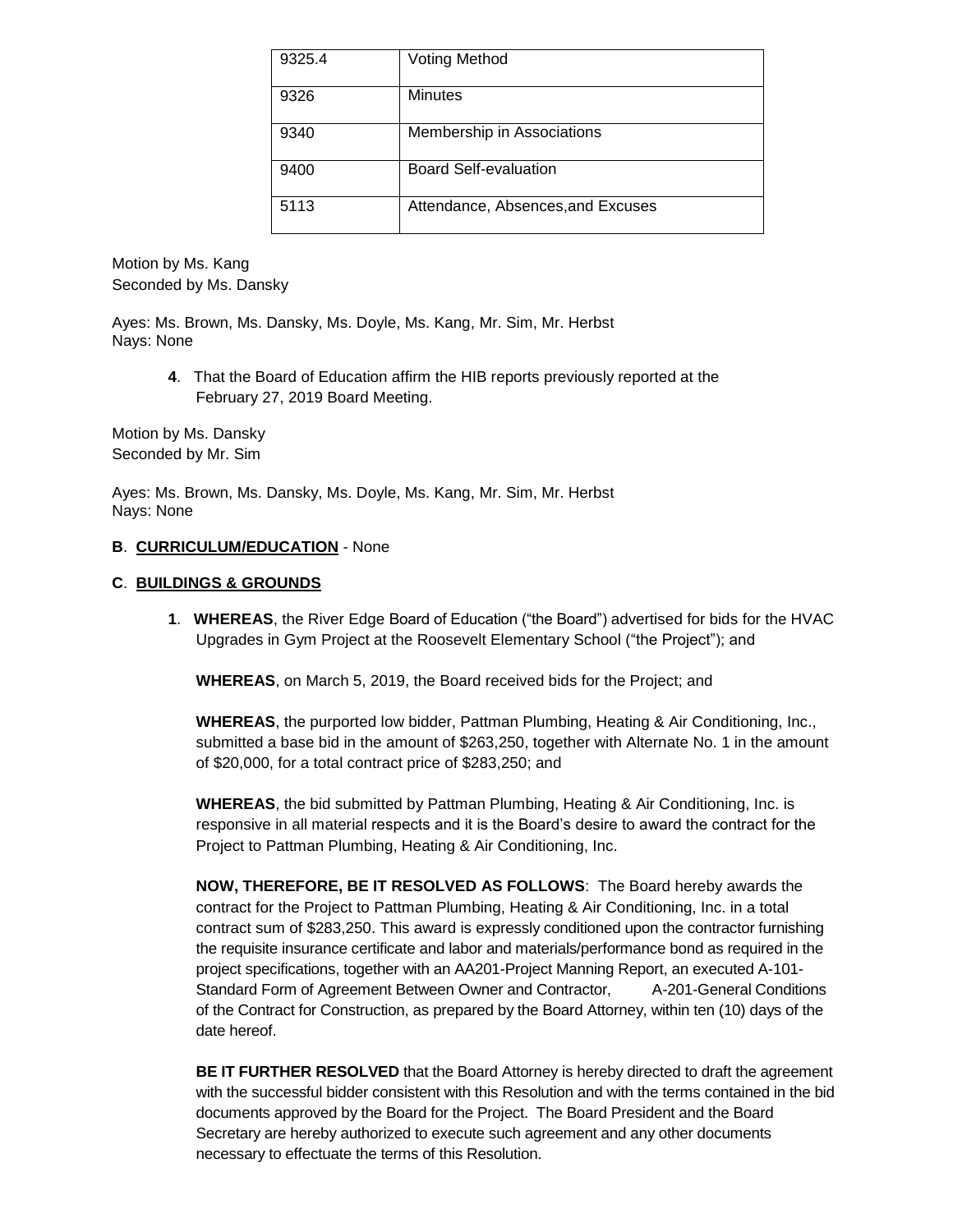| 9325.4 | Voting Method |
|---|---|
| 9326 | Minutes |
| 9340 | Membership in Associations |
| 9400 | Board Self-evaluation |
| 5113 | Attendance, Absences,and Excuses |

Motion by Ms. Kang
Seconded by Ms. Dansky

Ayes: Ms. Brown, Ms. Dansky, Ms. Doyle, Ms. Kang, Mr. Sim, Mr. Herbst
Nays: None

**4**. That the Board of Education affirm the HIB reports previously reported at the February 27, 2019 Board Meeting.

Motion by Ms. Dansky
Seconded by Mr. Sim

Ayes: Ms. Brown, Ms. Dansky, Ms. Doyle, Ms. Kang, Mr. Sim, Mr. Herbst
Nays: None

**B**. **CURRICULUM/EDUCATION** - None

**C**. **BUILDINGS & GROUNDS**

**1**. **WHEREAS**, the River Edge Board of Education ("the Board") advertised for bids for the HVAC Upgrades in Gym Project at the Roosevelt Elementary School ("the Project"); and

**WHEREAS**, on March 5, 2019, the Board received bids for the Project; and

**WHEREAS**, the purported low bidder, Pattman Plumbing, Heating & Air Conditioning, Inc., submitted a base bid in the amount of $263,250, together with Alternate No. 1 in the amount of $20,000, for a total contract price of $283,250; and

**WHEREAS**, the bid submitted by Pattman Plumbing, Heating & Air Conditioning, Inc. is responsive in all material respects and it is the Board's desire to award the contract for the Project to Pattman Plumbing, Heating & Air Conditioning, Inc.

**NOW, THEREFORE, BE IT RESOLVED AS FOLLOWS**: The Board hereby awards the contract for the Project to Pattman Plumbing, Heating & Air Conditioning, Inc. in a total contract sum of $283,250. This award is expressly conditioned upon the contractor furnishing the requisite insurance certificate and labor and materials/performance bond as required in the project specifications, together with an AA201-Project Manning Report, an executed A-101-Standard Form of Agreement Between Owner and Contractor, A-201-General Conditions of the Contract for Construction, as prepared by the Board Attorney, within ten (10) days of the date hereof.

**BE IT FURTHER RESOLVED** that the Board Attorney is hereby directed to draft the agreement with the successful bidder consistent with this Resolution and with the terms contained in the bid documents approved by the Board for the Project. The Board President and the Board Secretary are hereby authorized to execute such agreement and any other documents necessary to effectuate the terms of this Resolution.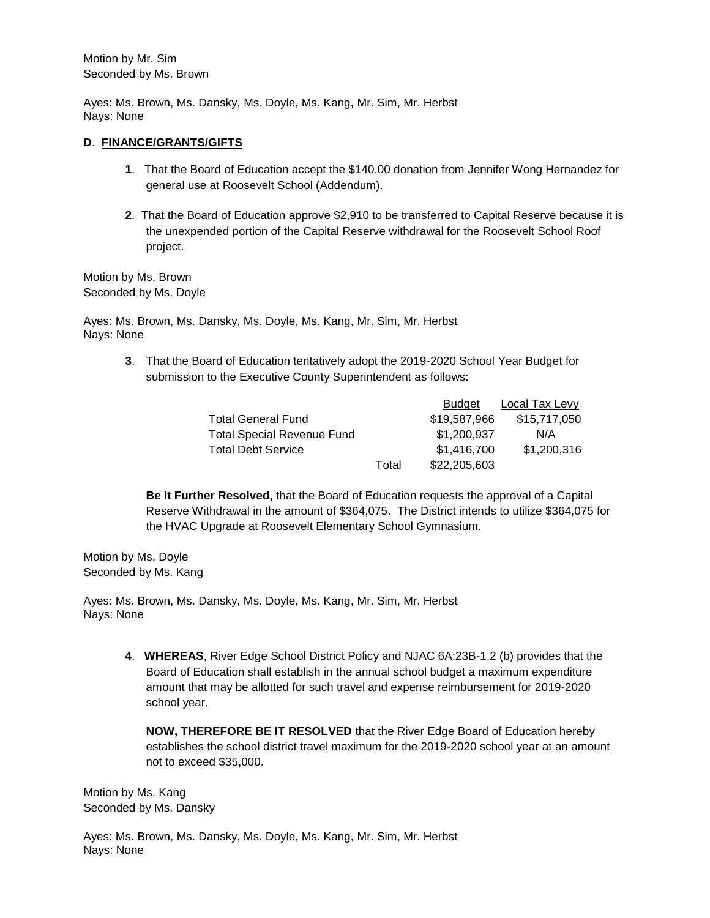Motion by Mr. Sim
Seconded by Ms. Brown

Ayes: Ms. Brown, Ms. Dansky, Ms. Doyle, Ms. Kang, Mr. Sim, Mr. Herbst
Nays: None

**D**. **FINANCE/GRANTS/GIFTS**

**1**. That the Board of Education accept the $140.00 donation from Jennifer Wong Hernandez for general use at Roosevelt School (Addendum).

**2**. That the Board of Education approve $2,910 to be transferred to Capital Reserve because it is the unexpended portion of the Capital Reserve withdrawal for the Roosevelt School Roof project.

Motion by Ms. Brown
Seconded by Ms. Doyle

Ayes: Ms. Brown, Ms. Dansky, Ms. Doyle, Ms. Kang, Mr. Sim, Mr. Herbst
Nays: None

**3**. That the Board of Education tentatively adopt the 2019-2020 School Year Budget for submission to the Executive County Superintendent as follows:

| | | Budget | Local Tax Levy |
|---|---|---|---|
| Total General Fund | | $19,587,966 | $15,717,050 |
| Total Special Revenue Fund | | $1,200,937 | N/A |
| Total Debt Service | | $1,416,700 | $1,200,316 |
| | Total | $22,205,603 | |

**Be It Further Resolved,** that the Board of Education requests the approval of a Capital Reserve Withdrawal in the amount of $364,075. The District intends to utilize $364,075 for the HVAC Upgrade at Roosevelt Elementary School Gymnasium.

Motion by Ms. Doyle
Seconded by Ms. Kang

Ayes: Ms. Brown, Ms. Dansky, Ms. Doyle, Ms. Kang, Mr. Sim, Mr. Herbst
Nays: None

**4**. **WHEREAS**, River Edge School District Policy and NJAC 6A:23B-1.2 (b) provides that the Board of Education shall establish in the annual school budget a maximum expenditure amount that may be allotted for such travel and expense reimbursement for 2019-2020 school year.

**NOW, THEREFORE BE IT RESOLVED** that the River Edge Board of Education hereby establishes the school district travel maximum for the 2019-2020 school year at an amount not to exceed $35,000.

Motion by Ms. Kang
Seconded by Ms. Dansky

Ayes: Ms. Brown, Ms. Dansky, Ms. Doyle, Ms. Kang, Mr. Sim, Mr. Herbst
Nays: None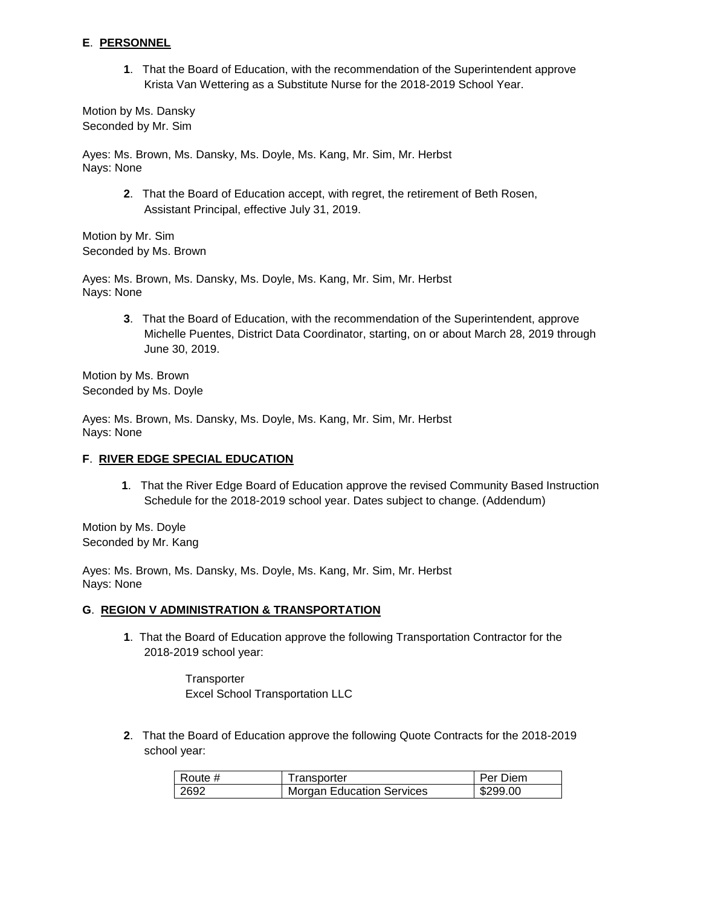**E**. **PERSONNEL**

**1**. That the Board of Education, with the recommendation of the Superintendent approve Krista Van Wettering as a Substitute Nurse for the 2018-2019 School Year.

Motion by Ms. Dansky
Seconded by Mr. Sim

Ayes: Ms. Brown, Ms. Dansky, Ms. Doyle, Ms. Kang, Mr. Sim, Mr. Herbst
Nays: None

**2**. That the Board of Education accept, with regret, the retirement of Beth Rosen, Assistant Principal, effective July 31, 2019.

Motion by Mr. Sim
Seconded by Ms. Brown

Ayes: Ms. Brown, Ms. Dansky, Ms. Doyle, Ms. Kang, Mr. Sim, Mr. Herbst
Nays: None

**3**. That the Board of Education, with the recommendation of the Superintendent, approve Michelle Puentes, District Data Coordinator, starting, on or about March 28, 2019 through June 30, 2019.

Motion by Ms. Brown
Seconded by Ms. Doyle

Ayes: Ms. Brown, Ms. Dansky, Ms. Doyle, Ms. Kang, Mr. Sim, Mr. Herbst
Nays: None

**F**. **RIVER EDGE SPECIAL EDUCATION**

**1**. That the River Edge Board of Education approve the revised Community Based Instruction Schedule for the 2018-2019 school year. Dates subject to change. (Addendum)

Motion by Ms. Doyle
Seconded by Mr. Kang

Ayes: Ms. Brown, Ms. Dansky, Ms. Doyle, Ms. Kang, Mr. Sim, Mr. Herbst
Nays: None

**G**. **REGION V ADMINISTRATION & TRANSPORTATION**

**1**. That the Board of Education approve the following Transportation Contractor for the 2018-2019 school year:

Transporter
Excel School Transportation LLC

**2**. That the Board of Education approve the following Quote Contracts for the 2018-2019 school year:

| Route # | Transporter | Per Diem |
|---|---|---|
| 2692 | Morgan Education Services | $299.00 |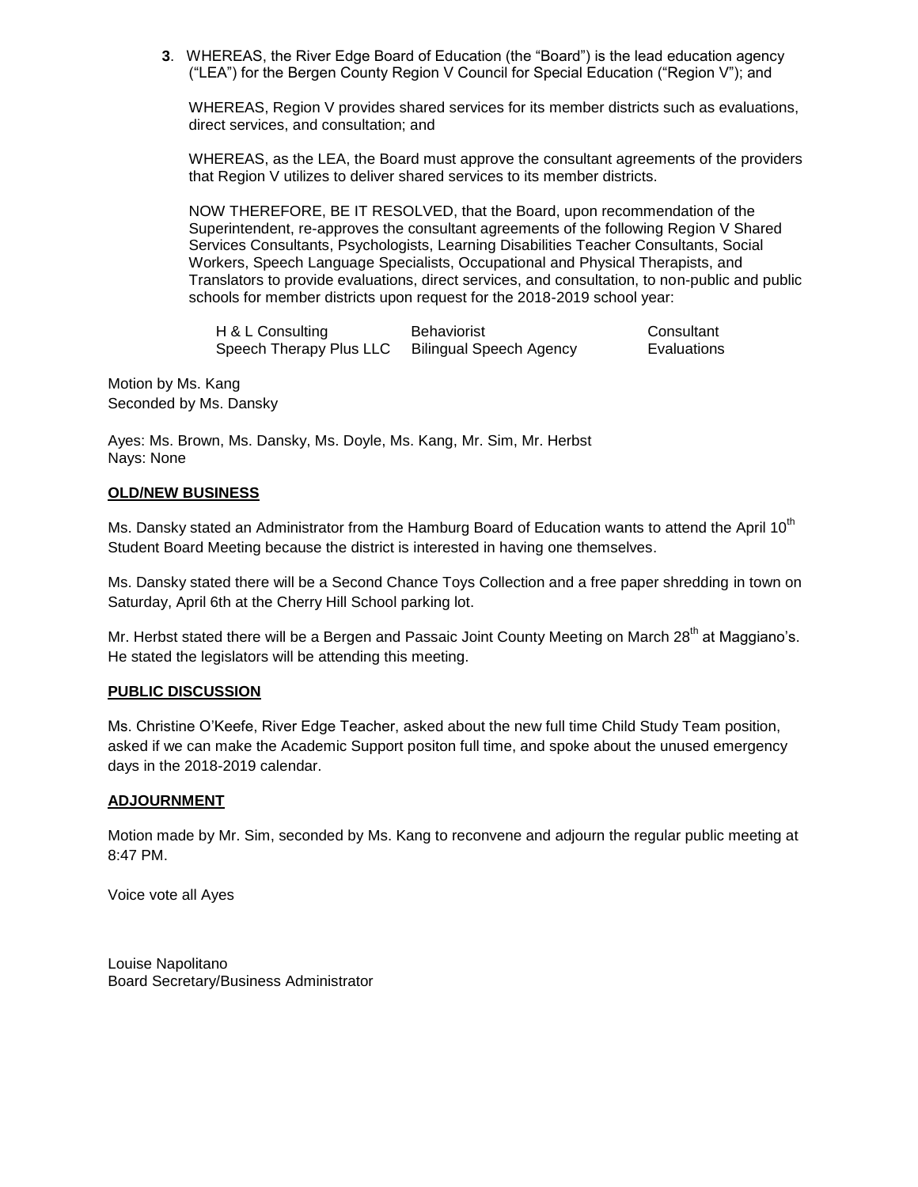**3**. WHEREAS, the River Edge Board of Education (the "Board") is the lead education agency ("LEA") for the Bergen County Region V Council for Special Education ("Region V"); and

WHEREAS, Region V provides shared services for its member districts such as evaluations, direct services, and consultation; and

WHEREAS, as the LEA, the Board must approve the consultant agreements of the providers that Region V utilizes to deliver shared services to its member districts.

NOW THEREFORE, BE IT RESOLVED, that the Board, upon recommendation of the Superintendent, re-approves the consultant agreements of the following Region V Shared Services Consultants, Psychologists, Learning Disabilities Teacher Consultants, Social Workers, Speech Language Specialists, Occupational and Physical Therapists, and Translators to provide evaluations, direct services, and consultation, to non-public and public schools for member districts upon request for the 2018-2019 school year:

| | | |
|---|---|---|
| H & L Consulting | Behaviorist | Consultant |
| Speech Therapy Plus LLC | Bilingual Speech Agency | Evaluations |

Motion by Ms. Kang
Seconded by Ms. Dansky

Ayes: Ms. Brown, Ms. Dansky, Ms. Doyle, Ms. Kang, Mr. Sim, Mr. Herbst
Nays: None

**OLD/NEW BUSINESS**

Ms. Dansky stated an Administrator from the Hamburg Board of Education wants to attend the April 10th Student Board Meeting because the district is interested in having one themselves.

Ms. Dansky stated there will be a Second Chance Toys Collection and a free paper shredding in town on Saturday, April 6th at the Cherry Hill School parking lot.

Mr. Herbst stated there will be a Bergen and Passaic Joint County Meeting on March 28th at Maggiano's. He stated the legislators will be attending this meeting.

**PUBLIC DISCUSSION**

Ms. Christine O'Keefe, River Edge Teacher, asked about the new full time Child Study Team position, asked if we can make the Academic Support positon full time, and spoke about the unused emergency days in the 2018-2019 calendar.

**ADJOURNMENT**

Motion made by Mr. Sim, seconded by Ms. Kang to reconvene and adjourn the regular public meeting at 8:47 PM.

Voice vote all Ayes

Louise Napolitano
Board Secretary/Business Administrator